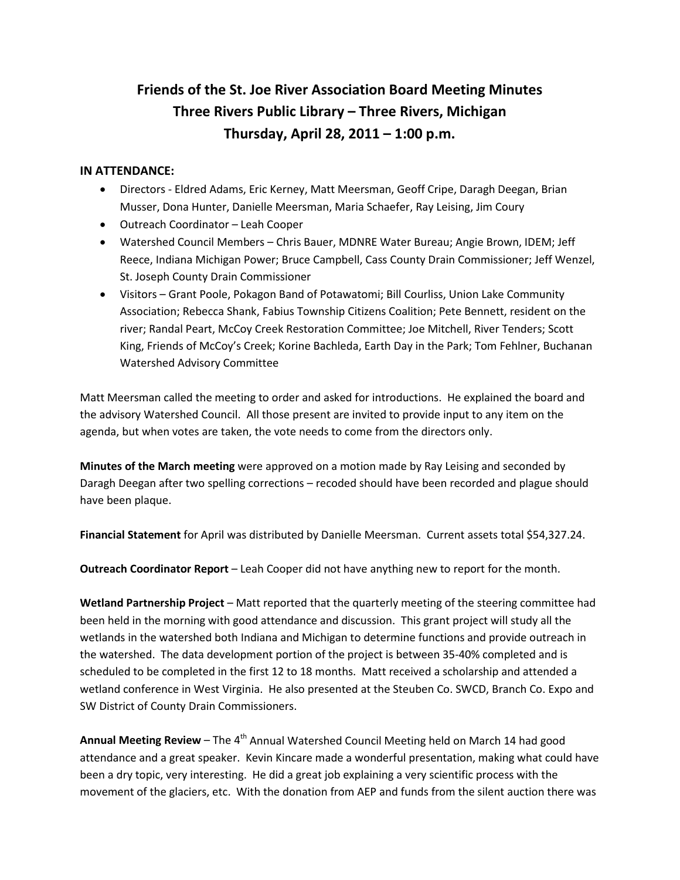# Friends of the St. Joe River Association Board Meeting Minutes
# Three Rivers Public Library – Three Rivers, Michigan
# Thursday, April 28, 2011 – 1:00 p.m.

**IN ATTENDANCE:**

- Directors - Eldred Adams, Eric Kerney, Matt Meersman, Geoff Cripe, Daragh Deegan, Brian Musser, Dona Hunter, Danielle Meersman, Maria Schaefer, Ray Leising, Jim Coury
- Outreach Coordinator – Leah Cooper
- Watershed Council Members – Chris Bauer, MDNRE Water Bureau; Angie Brown, IDEM; Jeff Reece, Indiana Michigan Power; Bruce Campbell, Cass County Drain Commissioner; Jeff Wenzel, St. Joseph County Drain Commissioner
- Visitors – Grant Poole, Pokagon Band of Potawatomi; Bill Courliss, Union Lake Community Association; Rebecca Shank, Fabius Township Citizens Coalition; Pete Bennett, resident on the river; Randal Peart, McCoy Creek Restoration Committee; Joe Mitchell, River Tenders; Scott King, Friends of McCoy's Creek; Korine Bachleda, Earth Day in the Park; Tom Fehlner, Buchanan Watershed Advisory Committee

Matt Meersman called the meeting to order and asked for introductions. He explained the board and the advisory Watershed Council. All those present are invited to provide input to any item on the agenda, but when votes are taken, the vote needs to come from the directors only.

**Minutes of the March meeting** were approved on a motion made by Ray Leising and seconded by Daragh Deegan after two spelling corrections – recoded should have been recorded and plague should have been plaque.

**Financial Statement** for April was distributed by Danielle Meersman. Current assets total $54,327.24.

**Outreach Coordinator Report** – Leah Cooper did not have anything new to report for the month.

**Wetland Partnership Project** – Matt reported that the quarterly meeting of the steering committee had been held in the morning with good attendance and discussion. This grant project will study all the wetlands in the watershed both Indiana and Michigan to determine functions and provide outreach in the watershed. The data development portion of the project is between 35-40% completed and is scheduled to be completed in the first 12 to 18 months. Matt received a scholarship and attended a wetland conference in West Virginia. He also presented at the Steuben Co. SWCD, Branch Co. Expo and SW District of County Drain Commissioners.

**Annual Meeting Review** – The 4th Annual Watershed Council Meeting held on March 14 had good attendance and a great speaker. Kevin Kincare made a wonderful presentation, making what could have been a dry topic, very interesting. He did a great job explaining a very scientific process with the movement of the glaciers, etc. With the donation from AEP and funds from the silent auction there was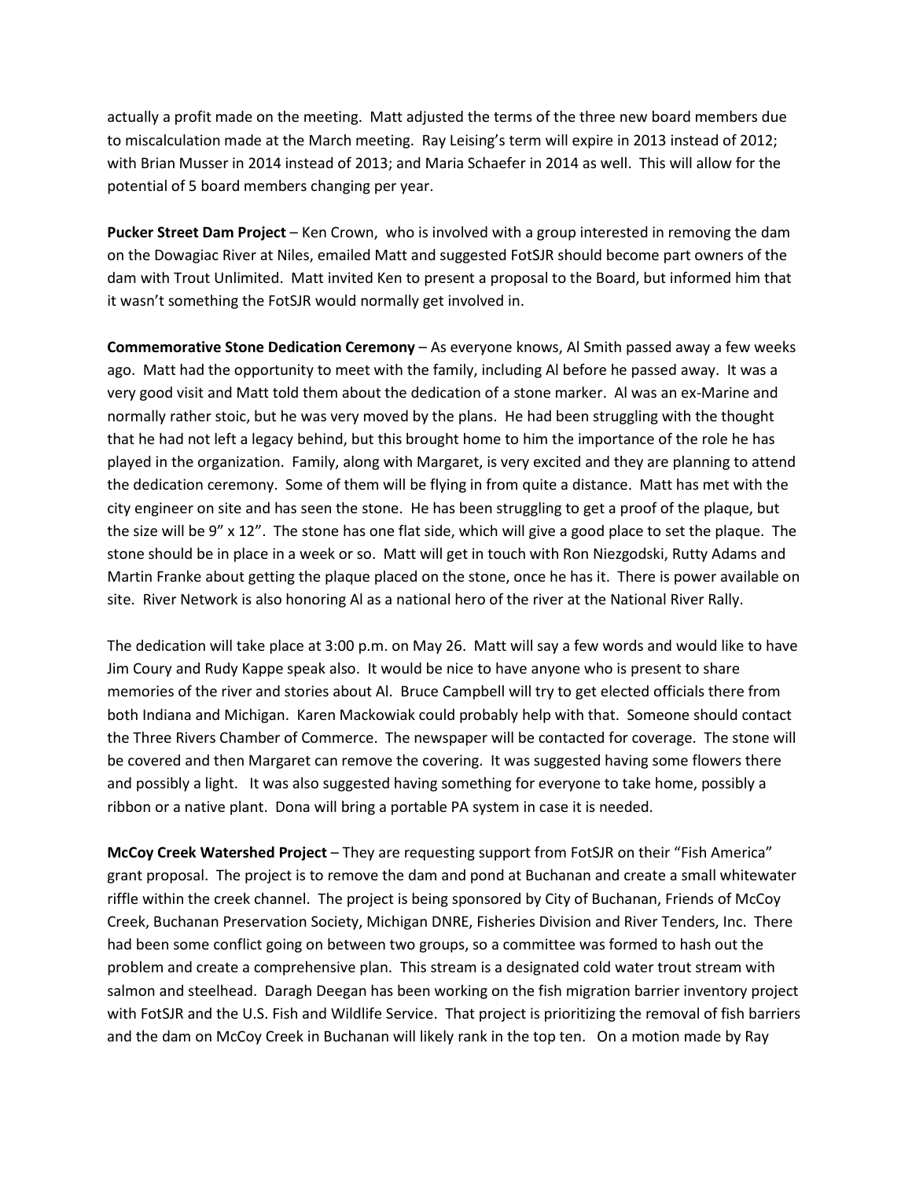actually a profit made on the meeting. Matt adjusted the terms of the three new board members due to miscalculation made at the March meeting. Ray Leising's term will expire in 2013 instead of 2012; with Brian Musser in 2014 instead of 2013; and Maria Schaefer in 2014 as well. This will allow for the potential of 5 board members changing per year.

**Pucker Street Dam Project** – Ken Crown, who is involved with a group interested in removing the dam on the Dowagiac River at Niles, emailed Matt and suggested FotSJR should become part owners of the dam with Trout Unlimited. Matt invited Ken to present a proposal to the Board, but informed him that it wasn't something the FotSJR would normally get involved in.

**Commemorative Stone Dedication Ceremony** – As everyone knows, Al Smith passed away a few weeks ago. Matt had the opportunity to meet with the family, including Al before he passed away. It was a very good visit and Matt told them about the dedication of a stone marker. Al was an ex-Marine and normally rather stoic, but he was very moved by the plans. He had been struggling with the thought that he had not left a legacy behind, but this brought home to him the importance of the role he has played in the organization. Family, along with Margaret, is very excited and they are planning to attend the dedication ceremony. Some of them will be flying in from quite a distance. Matt has met with the city engineer on site and has seen the stone. He has been struggling to get a proof of the plaque, but the size will be 9" x 12". The stone has one flat side, which will give a good place to set the plaque. The stone should be in place in a week or so. Matt will get in touch with Ron Niezgodski, Rutty Adams and Martin Franke about getting the plaque placed on the stone, once he has it. There is power available on site. River Network is also honoring Al as a national hero of the river at the National River Rally.

The dedication will take place at 3:00 p.m. on May 26. Matt will say a few words and would like to have Jim Coury and Rudy Kappe speak also. It would be nice to have anyone who is present to share memories of the river and stories about Al. Bruce Campbell will try to get elected officials there from both Indiana and Michigan. Karen Mackowiak could probably help with that. Someone should contact the Three Rivers Chamber of Commerce. The newspaper will be contacted for coverage. The stone will be covered and then Margaret can remove the covering. It was suggested having some flowers there and possibly a light. It was also suggested having something for everyone to take home, possibly a ribbon or a native plant. Dona will bring a portable PA system in case it is needed.

**McCoy Creek Watershed Project** – They are requesting support from FotSJR on their "Fish America" grant proposal. The project is to remove the dam and pond at Buchanan and create a small whitewater riffle within the creek channel. The project is being sponsored by City of Buchanan, Friends of McCoy Creek, Buchanan Preservation Society, Michigan DNRE, Fisheries Division and River Tenders, Inc. There had been some conflict going on between two groups, so a committee was formed to hash out the problem and create a comprehensive plan. This stream is a designated cold water trout stream with salmon and steelhead. Daragh Deegan has been working on the fish migration barrier inventory project with FotSJR and the U.S. Fish and Wildlife Service. That project is prioritizing the removal of fish barriers and the dam on McCoy Creek in Buchanan will likely rank in the top ten. On a motion made by Ray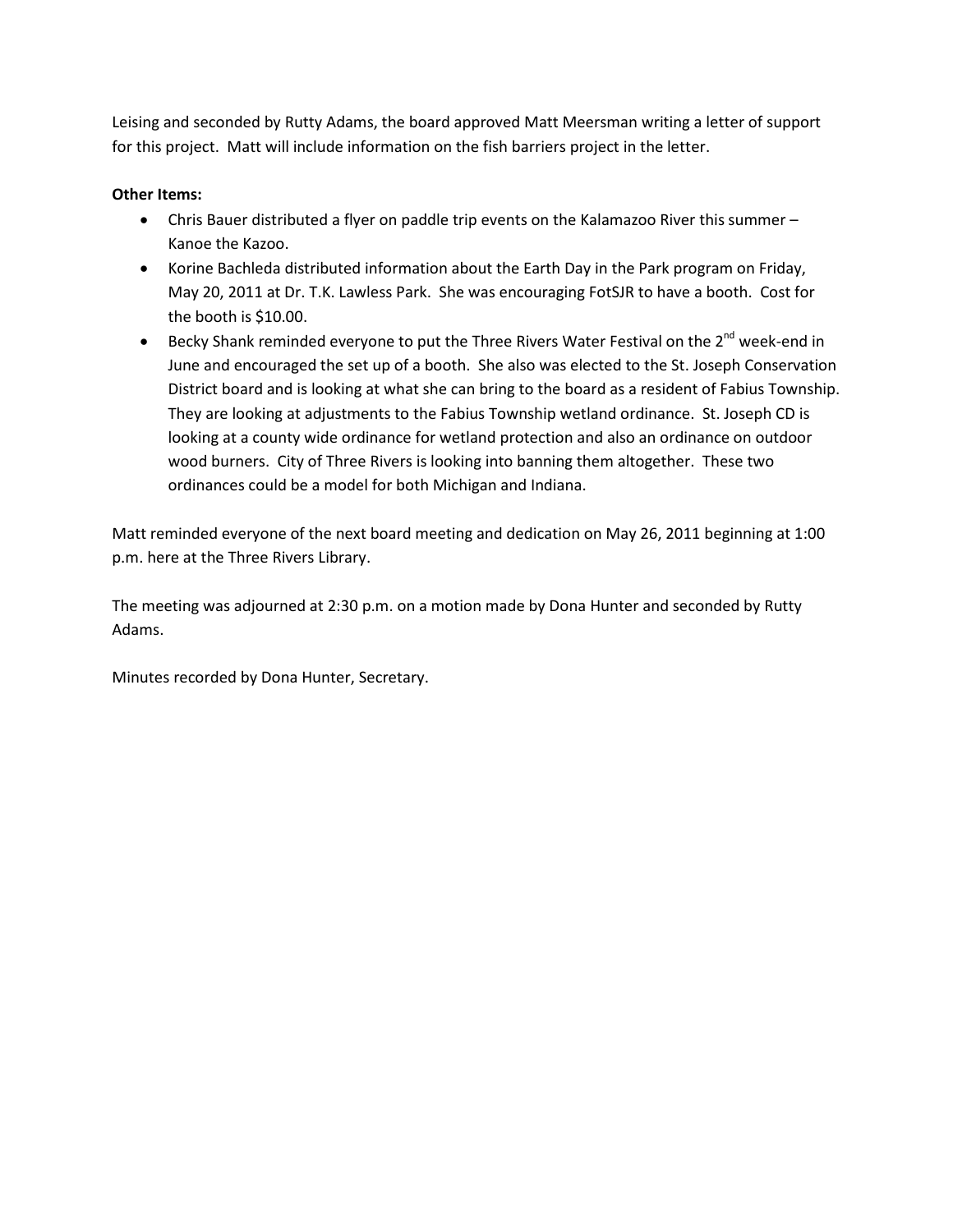Leising and seconded by Rutty Adams, the board approved Matt Meersman writing a letter of support for this project. Matt will include information on the fish barriers project in the letter.

**Other Items:**

- Chris Bauer distributed a flyer on paddle trip events on the Kalamazoo River this summer – Kanoe the Kazoo.
- Korine Bachleda distributed information about the Earth Day in the Park program on Friday, May 20, 2011 at Dr. T.K. Lawless Park. She was encouraging FotSJR to have a booth. Cost for the booth is $10.00.
- Becky Shank reminded everyone to put the Three Rivers Water Festival on the 2nd week-end in June and encouraged the set up of a booth. She also was elected to the St. Joseph Conservation District board and is looking at what she can bring to the board as a resident of Fabius Township. They are looking at adjustments to the Fabius Township wetland ordinance. St. Joseph CD is looking at a county wide ordinance for wetland protection and also an ordinance on outdoor wood burners. City of Three Rivers is looking into banning them altogether. These two ordinances could be a model for both Michigan and Indiana.

Matt reminded everyone of the next board meeting and dedication on May 26, 2011 beginning at 1:00 p.m. here at the Three Rivers Library.

The meeting was adjourned at 2:30 p.m. on a motion made by Dona Hunter and seconded by Rutty Adams.

Minutes recorded by Dona Hunter, Secretary.